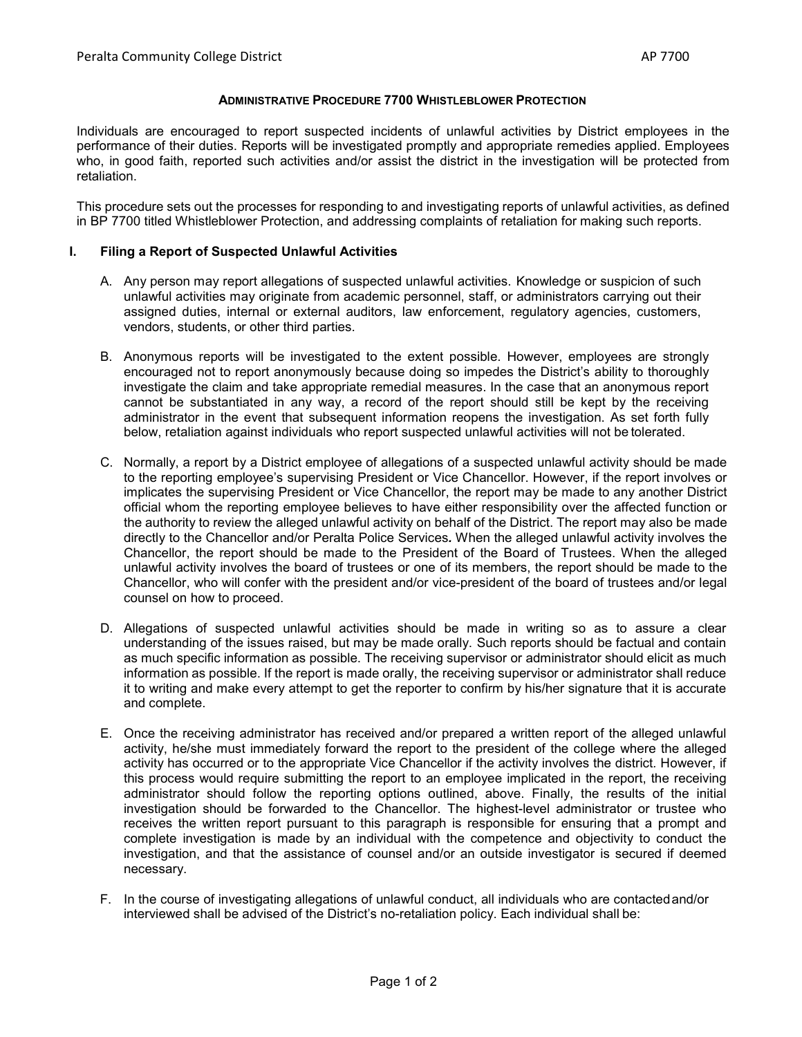## ADMINISTRATIVE PROCEDURE 7700 WHISTLEBLOWER PROTECTION

Individuals are encouraged to report suspected incidents of unlawful activities by District employees in the performance of their duties. Reports will be investigated promptly and appropriate remedies applied. Employees who, in good faith, reported such activities and/or assist the district in the investigation will be protected from retaliation.

This procedure sets out the processes for responding to and investigating reports of unlawful activities, as defined in BP 7700 titled Whistleblower Protection, and addressing complaints of retaliation for making such reports.

### I. Filing a Report of Suspected Unlawful Activities

A. Any person may report allegations of suspected unlawful activities. Knowledge or suspicion of such unlawful activities may originate from academic personnel, staff, or administrators carrying out their assigned duties, internal or external auditors, law enforcement, regulatory agencies, customers, vendors, students, or other third parties.

B. Anonymous reports will be investigated to the extent possible. However, employees are strongly encouraged not to report anonymously because doing so impedes the District's ability to thoroughly investigate the claim and take appropriate remedial measures. In the case that an anonymous report cannot be substantiated in any way, a record of the report should still be kept by the receiving administrator in the event that subsequent information reopens the investigation. As set forth fully below, retaliation against individuals who report suspected unlawful activities will not be tolerated.

C. Normally, a report by a District employee of allegations of a suspected unlawful activity should be made to the reporting employee's supervising President or Vice Chancellor. However, if the report involves or implicates the supervising President or Vice Chancellor, the report may be made to any another District official whom the reporting employee believes to have either responsibility over the affected function or the authority to review the alleged unlawful activity on behalf of the District. The report may also be made directly to the Chancellor and/or Peralta Police Services. When the alleged unlawful activity involves the Chancellor, the report should be made to the President of the Board of Trustees. When the alleged unlawful activity involves the board of trustees or one of its members, the report should be made to the Chancellor, who will confer with the president and/or vice-president of the board of trustees and/or legal counsel on how to proceed.

D. Allegations of suspected unlawful activities should be made in writing so as to assure a clear understanding of the issues raised, but may be made orally. Such reports should be factual and contain as much specific information as possible. The receiving supervisor or administrator should elicit as much information as possible. If the report is made orally, the receiving supervisor or administrator shall reduce it to writing and make every attempt to get the reporter to confirm by his/her signature that it is accurate and complete.

E. Once the receiving administrator has received and/or prepared a written report of the alleged unlawful activity, he/she must immediately forward the report to the president of the college where the alleged activity has occurred or to the appropriate Vice Chancellor if the activity involves the district. However, if this process would require submitting the report to an employee implicated in the report, the receiving administrator should follow the reporting options outlined, above. Finally, the results of the initial investigation should be forwarded to the Chancellor. The highest-level administrator or trustee who receives the written report pursuant to this paragraph is responsible for ensuring that a prompt and complete investigation is made by an individual with the competence and objectivity to conduct the investigation, and that the assistance of counsel and/or an outside investigator is secured if deemed necessary.

F. In the course of investigating allegations of unlawful conduct, all individuals who are contacted and/or interviewed shall be advised of the District's no-retaliation policy. Each individual shall be: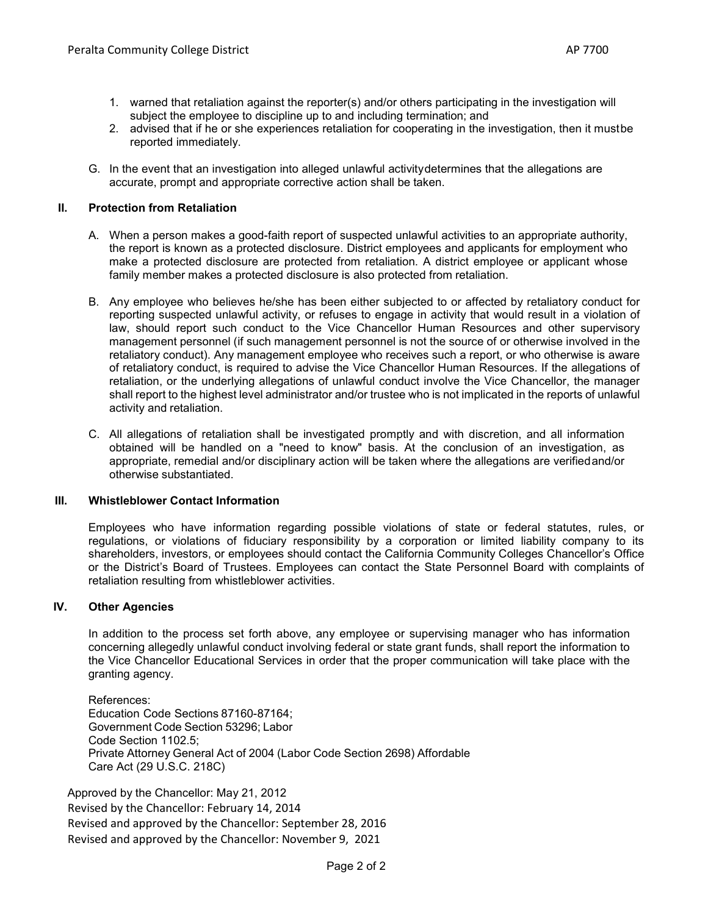1. warned that retaliation against the reporter(s) and/or others participating in the investigation will subject the employee to discipline up to and including termination; and
2. advised that if he or she experiences retaliation for cooperating in the investigation, then it mustbe reported immediately.

G. In the event that an investigation into alleged unlawful activitydetermines that the allegations are accurate, prompt and appropriate corrective action shall be taken.

## II. Protection from Retaliation

A. When a person makes a good-faith report of suspected unlawful activities to an appropriate authority, the report is known as a protected disclosure. District employees and applicants for employment who make a protected disclosure are protected from retaliation. A district employee or applicant whose family member makes a protected disclosure is also protected from retaliation.

B. Any employee who believes he/she has been either subjected to or affected by retaliatory conduct for reporting suspected unlawful activity, or refuses to engage in activity that would result in a violation of law, should report such conduct to the Vice Chancellor Human Resources and other supervisory management personnel (if such management personnel is not the source of or otherwise involved in the retaliatory conduct). Any management employee who receives such a report, or who otherwise is aware of retaliatory conduct, is required to advise the Vice Chancellor Human Resources. If the allegations of retaliation, or the underlying allegations of unlawful conduct involve the Vice Chancellor, the manager shall report to the highest level administrator and/or trustee who is not implicated in the reports of unlawful activity and retaliation.

C. All allegations of retaliation shall be investigated promptly and with discretion, and all information obtained will be handled on a "need to know" basis. At the conclusion of an investigation, as appropriate, remedial and/or disciplinary action will be taken where the allegations are verifiedand/or otherwise substantiated.

## III. Whistleblower Contact Information

Employees who have information regarding possible violations of state or federal statutes, rules, or regulations, or violations of fiduciary responsibility by a corporation or limited liability company to its shareholders, investors, or employees should contact the California Community Colleges Chancellor's Office or the District's Board of Trustees. Employees can contact the State Personnel Board with complaints of retaliation resulting from whistleblower activities.

## IV. Other Agencies

In addition to the process set forth above, any employee or supervising manager who has information concerning allegedly unlawful conduct involving federal or state grant funds, shall report the information to the Vice Chancellor Educational Services in order that the proper communication will take place with the granting agency.

References:
Education Code Sections 87160-87164;
Government Code Section 53296; Labor
Code Section 1102.5;
Private Attorney General Act of 2004 (Labor Code Section 2698) Affordable
Care Act (29 U.S.C. 218C)

Approved by the Chancellor: May 21, 2012
Revised by the Chancellor: February 14, 2014
Revised and approved by the Chancellor: September 28, 2016
Revised and approved by the Chancellor: November 9, 2021